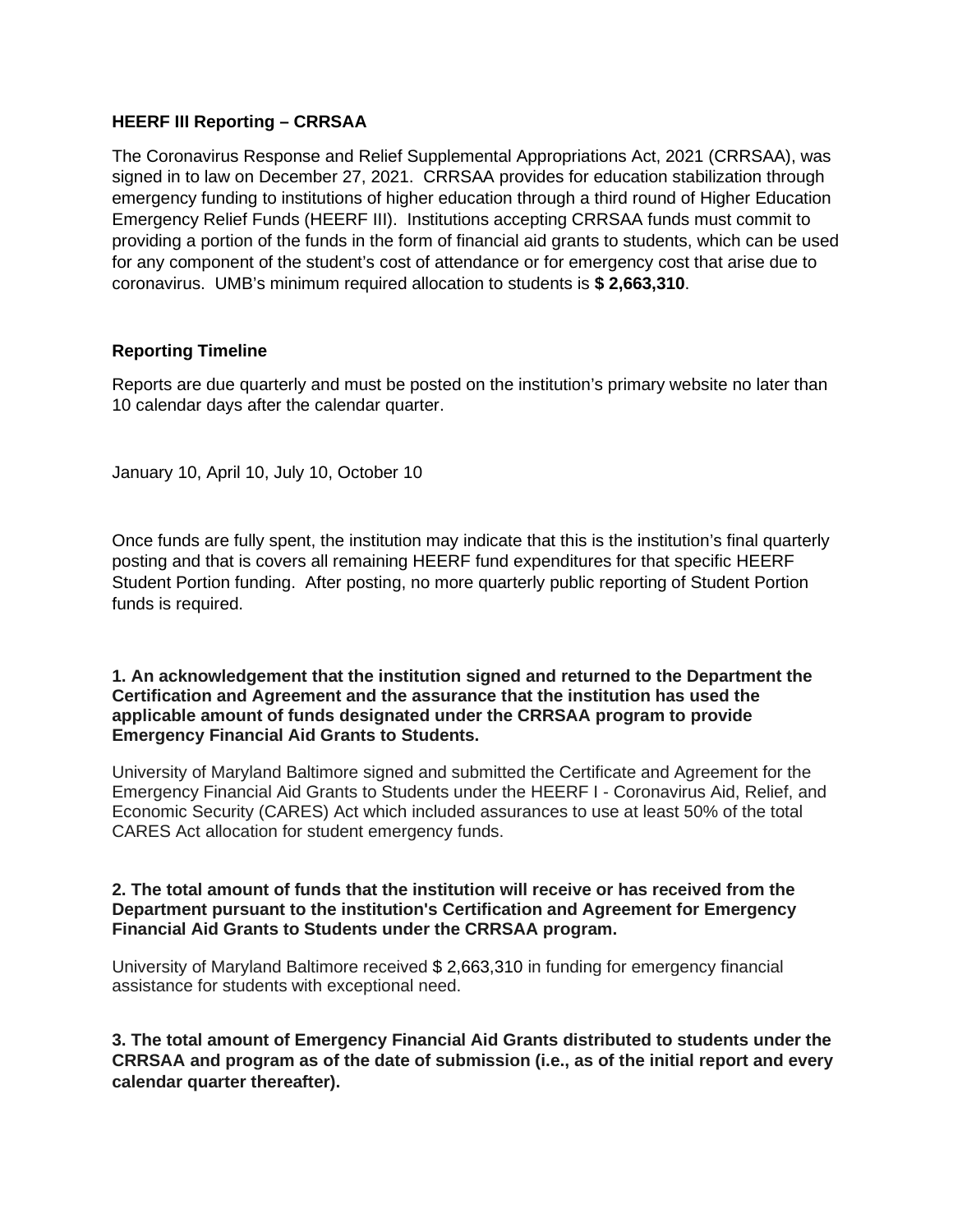**HEERF III Reporting – CRRSAA**

The Coronavirus Response and Relief Supplemental Appropriations Act, 2021 (CRRSAA), was signed in to law on December 27, 2021. CRRSAA provides for education stabilization through emergency funding to institutions of higher education through a third round of Higher Education Emergency Relief Funds (HEERF III). Institutions accepting CRRSAA funds must commit to providing a portion of the funds in the form of financial aid grants to students, which can be used for any component of the student's cost of attendance or for emergency cost that arise due to coronavirus. UMB's minimum required allocation to students is **$ 2,663,310**.

**Reporting Timeline**

Reports are due quarterly and must be posted on the institution's primary website no later than 10 calendar days after the calendar quarter.

January 10, April 10, July 10, October 10

Once funds are fully spent, the institution may indicate that this is the institution's final quarterly posting and that is covers all remaining HEERF fund expenditures for that specific HEERF Student Portion funding. After posting, no more quarterly public reporting of Student Portion funds is required.

**1. An acknowledgement that the institution signed and returned to the Department the Certification and Agreement and the assurance that the institution has used the applicable amount of funds designated under the CRRSAA program to provide Emergency Financial Aid Grants to Students.**

University of Maryland Baltimore signed and submitted the Certificate and Agreement for the Emergency Financial Aid Grants to Students under the HEERF I - Coronavirus Aid, Relief, and Economic Security (CARES) Act which included assurances to use at least 50% of the total CARES Act allocation for student emergency funds.

**2. The total amount of funds that the institution will receive or has received from the Department pursuant to the institution's Certification and Agreement for Emergency Financial Aid Grants to Students under the CRRSAA program.**

University of Maryland Baltimore received $ 2,663,310 in funding for emergency financial assistance for students with exceptional need.

**3. The total amount of Emergency Financial Aid Grants distributed to students under the CRRSAA and program as of the date of submission (i.e., as of the initial report and every calendar quarter thereafter).**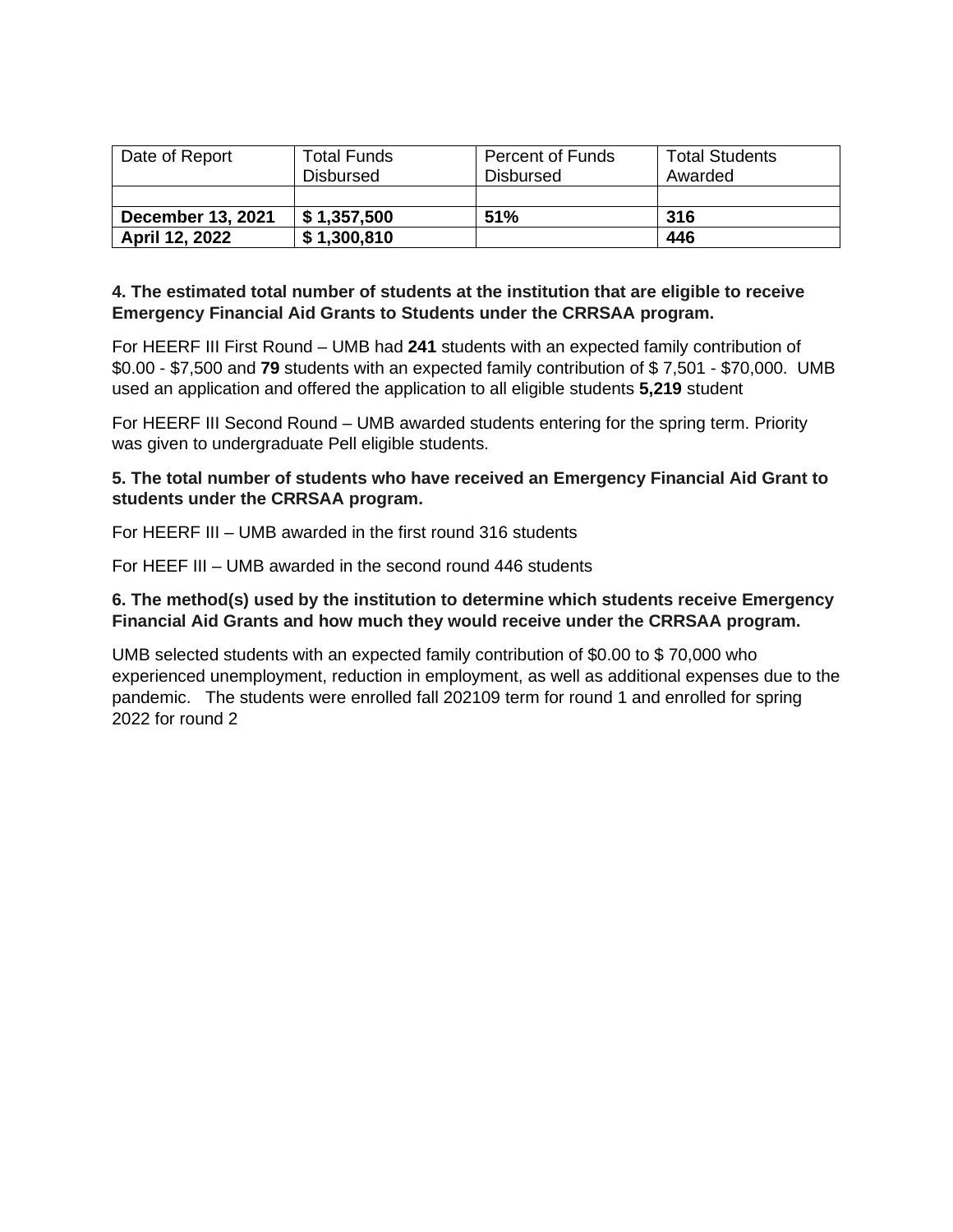| Date of Report | Total Funds Disbursed | Percent of Funds Disbursed | Total Students Awarded |
|---|---|---|---|
| | | | |
| **December 13, 2021** | **$ 1,357,500** | **51%** | **316** |
| **April 12, 2022** | **$ 1,300,810** | | **446** |

**4. The estimated total number of students at the institution that are eligible to receive Emergency Financial Aid Grants to Students under the CRRSAA program.**

For HEERF III First Round – UMB had **241** students with an expected family contribution of $0.00 - $7,500 and **79** students with an expected family contribution of $ 7,501 - $70,000. UMB used an application and offered the application to all eligible students **5,219** student

For HEERF III Second Round – UMB awarded students entering for the spring term. Priority was given to undergraduate Pell eligible students.

**5. The total number of students who have received an Emergency Financial Aid Grant to students under the CRRSAA program.**

For HEERF III – UMB awarded in the first round 316 students

For HEEF III – UMB awarded in the second round 446 students

**6. The method(s) used by the institution to determine which students receive Emergency Financial Aid Grants and how much they would receive under the CRRSAA program.**

UMB selected students with an expected family contribution of $0.00 to $ 70,000 who experienced unemployment, reduction in employment, as well as additional expenses due to the pandemic. The students were enrolled fall 202109 term for round 1 and enrolled for spring 2022 for round 2